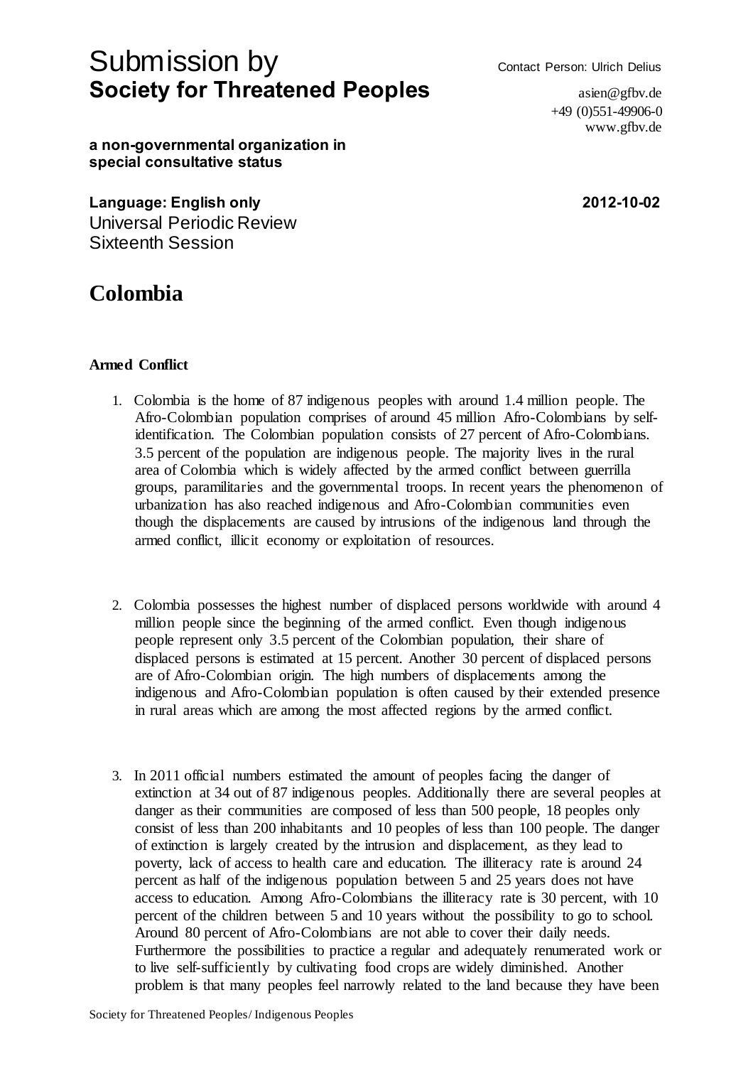# Submission by
## Society for Threatened Peoples

Contact Person: Ulrich Delius
asien@gfbv.de
+49 (0)551-49906-0
www.gfbv.de

**a non-governmental organization in special consultative status**

**Language: English only** **2012-10-02**

Universal Periodic Review
Sixteenth Session

# Colombia

### Armed Conflict

1. Colombia is the home of 87 indigenous peoples with around 1.4 million people. The Afro-Colombian population comprises of around 45 million Afro-Colombians by self-identification. The Colombian population consists of 27 percent of Afro-Colombians. 3.5 percent of the population are indigenous people. The majority lives in the rural area of Colombia which is widely affected by the armed conflict between guerrilla groups, paramilitaries and the governmental troops. In recent years the phenomenon of urbanization has also reached indigenous and Afro-Colombian communities even though the displacements are caused by intrusions of the indigenous land through the armed conflict, illicit economy or exploitation of resources.

2. Colombia possesses the highest number of displaced persons worldwide with around 4 million people since the beginning of the armed conflict. Even though indigenous people represent only 3.5 percent of the Colombian population, their share of displaced persons is estimated at 15 percent. Another 30 percent of displaced persons are of Afro-Colombian origin. The high numbers of displacements among the indigenous and Afro-Colombian population is often caused by their extended presence in rural areas which are among the most affected regions by the armed conflict.

3. In 2011 official numbers estimated the amount of peoples facing the danger of extinction at 34 out of 87 indigenous peoples. Additionally there are several peoples at danger as their communities are composed of less than 500 people, 18 peoples only consist of less than 200 inhabitants and 10 peoples of less than 100 people. The danger of extinction is largely created by the intrusion and displacement, as they lead to poverty, lack of access to health care and education. The illiteracy rate is around 24 percent as half of the indigenous population between 5 and 25 years does not have access to education. Among Afro-Colombians the illiteracy rate is 30 percent, with 10 percent of the children between 5 and 10 years without the possibility to go to school. Around 80 percent of Afro-Colombians are not able to cover their daily needs. Furthermore the possibilities to practice a regular and adequately renumerated work or to live self-sufficiently by cultivating food crops are widely diminished. Another problem is that many peoples feel narrowly related to the land because they have been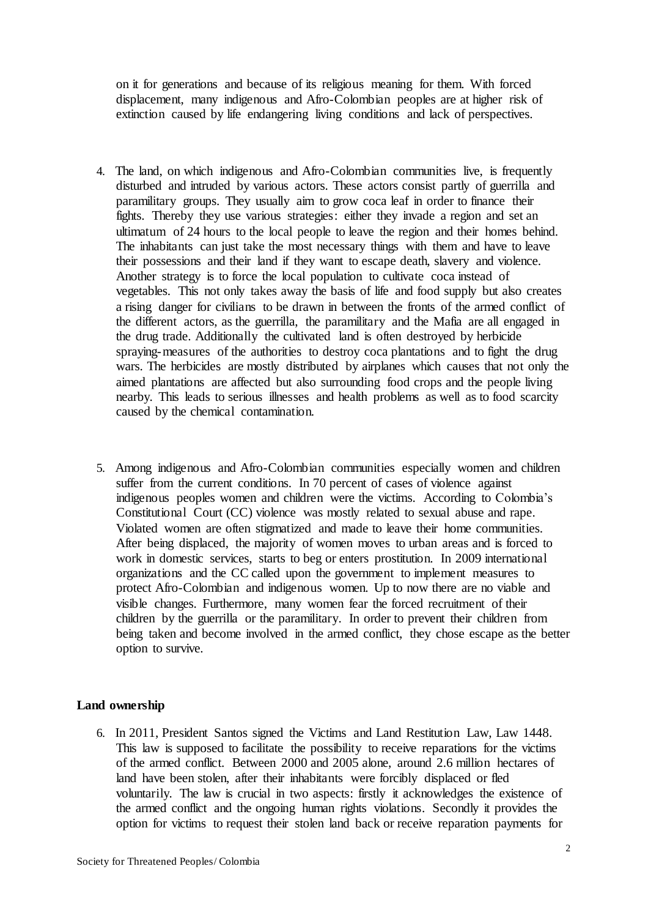on it for generations and because of its religious meaning for them. With forced displacement, many indigenous and Afro-Colombian peoples are at higher risk of extinction caused by life endangering living conditions and lack of perspectives.

4. The land, on which indigenous and Afro-Colombian communities live, is frequently disturbed and intruded by various actors. These actors consist partly of guerrilla and paramilitary groups. They usually aim to grow coca leaf in order to finance their fights. Thereby they use various strategies: either they invade a region and set an ultimatum of 24 hours to the local people to leave the region and their homes behind. The inhabitants can just take the most necessary things with them and have to leave their possessions and their land if they want to escape death, slavery and violence. Another strategy is to force the local population to cultivate coca instead of vegetables. This not only takes away the basis of life and food supply but also creates a rising danger for civilians to be drawn in between the fronts of the armed conflict of the different actors, as the guerrilla, the paramilitary and the Mafia are all engaged in the drug trade. Additionally the cultivated land is often destroyed by herbicide spraying-measures of the authorities to destroy coca plantations and to fight the drug wars. The herbicides are mostly distributed by airplanes which causes that not only the aimed plantations are affected but also surrounding food crops and the people living nearby. This leads to serious illnesses and health problems as well as to food scarcity caused by the chemical contamination.

5. Among indigenous and Afro-Colombian communities especially women and children suffer from the current conditions. In 70 percent of cases of violence against indigenous peoples women and children were the victims. According to Colombia's Constitutional Court (CC) violence was mostly related to sexual abuse and rape. Violated women are often stigmatized and made to leave their home communities. After being displaced, the majority of women moves to urban areas and is forced to work in domestic services, starts to beg or enters prostitution. In 2009 international organizations and the CC called upon the government to implement measures to protect Afro-Colombian and indigenous women. Up to now there are no viable and visible changes. Furthermore, many women fear the forced recruitment of their children by the guerrilla or the paramilitary. In order to prevent their children from being taken and become involved in the armed conflict, they chose escape as the better option to survive.

**Land ownership**

6. In 2011, President Santos signed the Victims and Land Restitution Law, Law 1448. This law is supposed to facilitate the possibility to receive reparations for the victims of the armed conflict. Between 2000 and 2005 alone, around 2.6 million hectares of land have been stolen, after their inhabitants were forcibly displaced or fled voluntarily. The law is crucial in two aspects: firstly it acknowledges the existence of the armed conflict and the ongoing human rights violations. Secondly it provides the option for victims to request their stolen land back or receive reparation payments for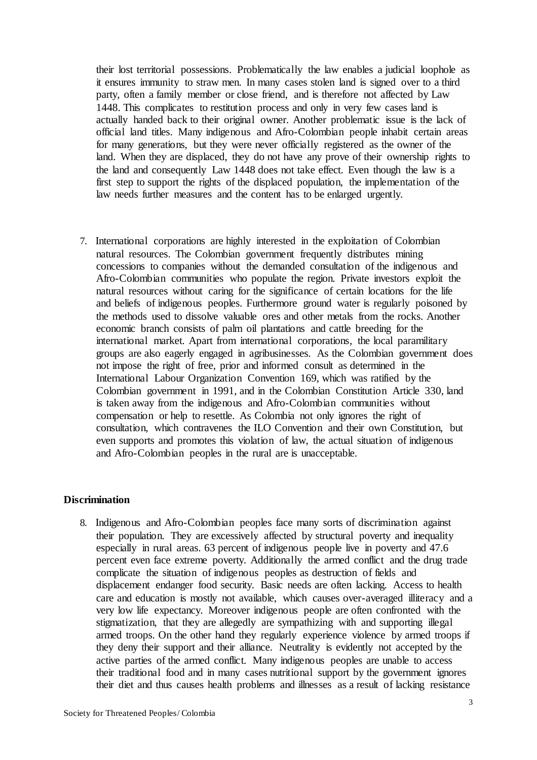their lost territorial possessions. Problematically the law enables a judicial loophole as it ensures immunity to straw men. In many cases stolen land is signed over to a third party, often a family member or close friend, and is therefore not affected by Law 1448. This complicates to restitution process and only in very few cases land is actually handed back to their original owner. Another problematic issue is the lack of official land titles. Many indigenous and Afro-Colombian people inhabit certain areas for many generations, but they were never officially registered as the owner of the land. When they are displaced, they do not have any prove of their ownership rights to the land and consequently Law 1448 does not take effect. Even though the law is a first step to support the rights of the displaced population, the implementation of the law needs further measures and the content has to be enlarged urgently.

7. International corporations are highly interested in the exploitation of Colombian natural resources. The Colombian government frequently distributes mining concessions to companies without the demanded consultation of the indigenous and Afro-Colombian communities who populate the region. Private investors exploit the natural resources without caring for the significance of certain locations for the life and beliefs of indigenous peoples. Furthermore ground water is regularly poisoned by the methods used to dissolve valuable ores and other metals from the rocks. Another economic branch consists of palm oil plantations and cattle breeding for the international market. Apart from international corporations, the local paramilitary groups are also eagerly engaged in agribusinesses. As the Colombian government does not impose the right of free, prior and informed consult as determined in the International Labour Organization Convention 169, which was ratified by the Colombian government in 1991, and in the Colombian Constitution Article 330, land is taken away from the indigenous and Afro-Colombian communities without compensation or help to resettle. As Colombia not only ignores the right of consultation, which contravenes the ILO Convention and their own Constitution, but even supports and promotes this violation of law, the actual situation of indigenous and Afro-Colombian peoples in the rural are is unacceptable.

**Discrimination**

8. Indigenous and Afro-Colombian peoples face many sorts of discrimination against their population. They are excessively affected by structural poverty and inequality especially in rural areas. 63 percent of indigenous people live in poverty and 47.6 percent even face extreme poverty. Additionally the armed conflict and the drug trade complicate the situation of indigenous peoples as destruction of fields and displacement endanger food security. Basic needs are often lacking. Access to health care and education is mostly not available, which causes over-averaged illiteracy and a very low life expectancy. Moreover indigenous people are often confronted with the stigmatization, that they are allegedly are sympathizing with and supporting illegal armed troops. On the other hand they regularly experience violence by armed troops if they deny their support and their alliance. Neutrality is evidently not accepted by the active parties of the armed conflict. Many indigenous peoples are unable to access their traditional food and in many cases nutritional support by the government ignores their diet and thus causes health problems and illnesses as a result of lacking resistance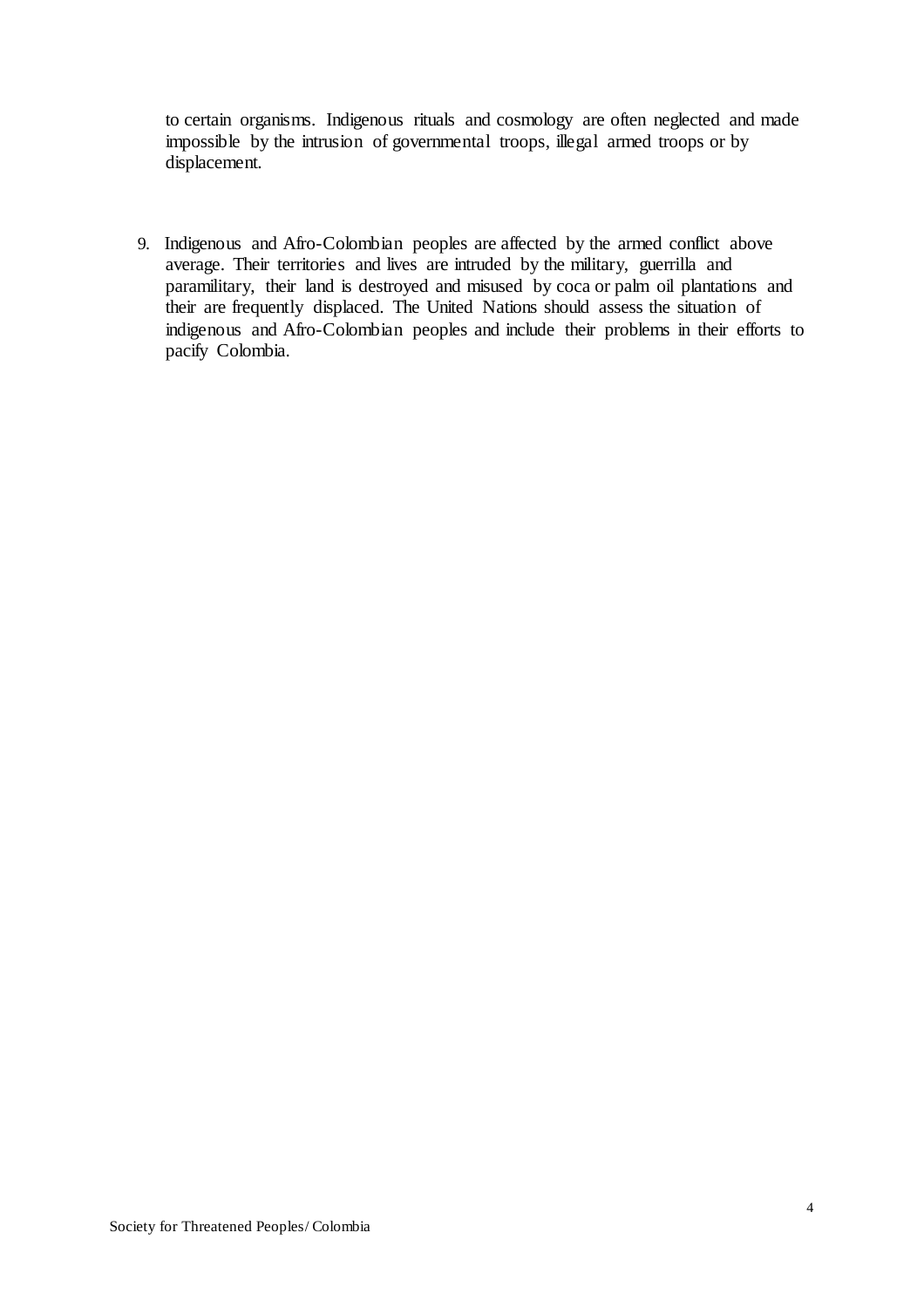to certain organisms. Indigenous rituals and cosmology are often neglected and made impossible by the intrusion of governmental troops, illegal armed troops or by displacement.

9. Indigenous and Afro-Colombian peoples are affected by the armed conflict above average. Their territories and lives are intruded by the military, guerrilla and paramilitary, their land is destroyed and misused by coca or palm oil plantations and their are frequently displaced. The United Nations should assess the situation of indigenous and Afro-Colombian peoples and include their problems in their efforts to pacify Colombia.